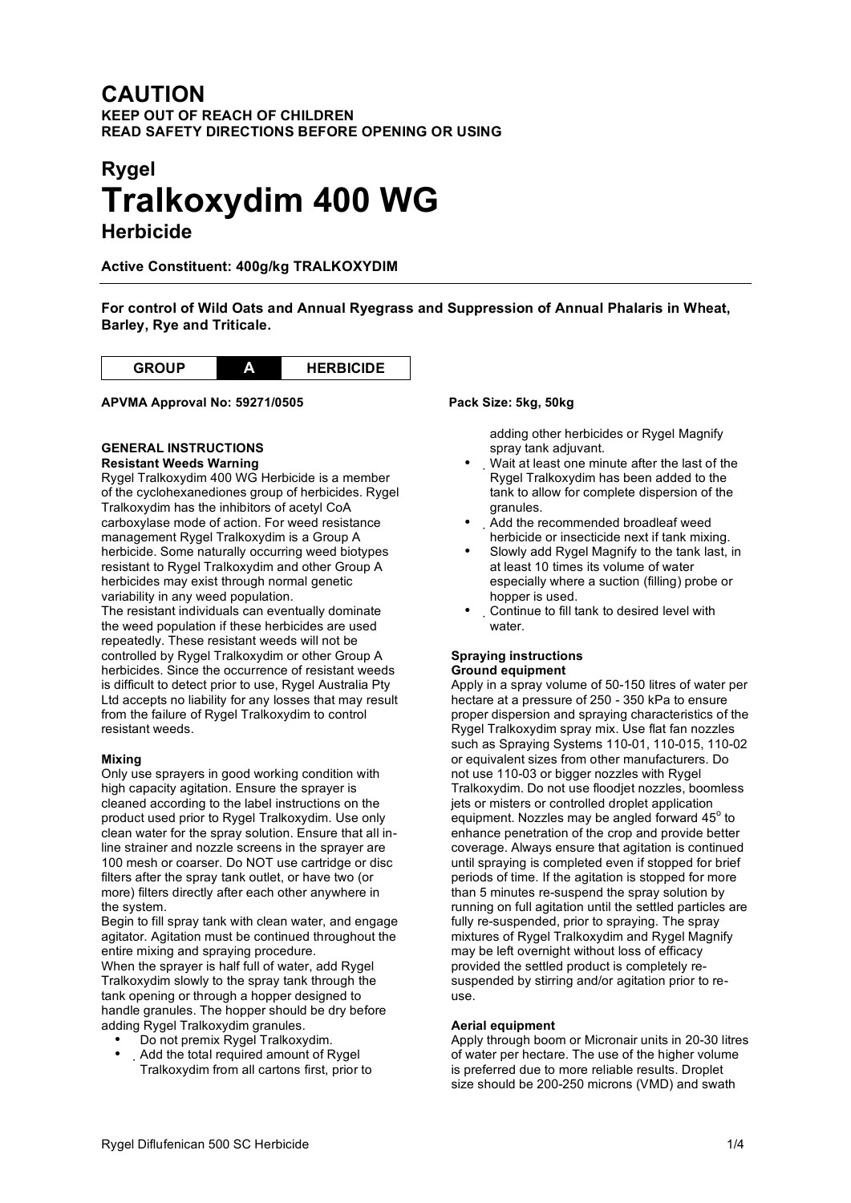# CAUTION

**KEEP OUT OF REACH OF CHILDREN**
**READ SAFETY DIRECTIONS BEFORE OPENING OR USING**

## Rygel
# Tralkoxydim 400 WG
## Herbicide

**Active Constituent: 400g/kg TRALKOXYDIM**

---

**For control of Wild Oats and Annual Ryegrass and Suppression of Annual Phalaris in Wheat, Barley, Rye and Triticale.**

| GROUP | A | HERBICIDE |
|---|---|---|

**APVMA Approval No: 59271/0505**

**Pack Size: 5kg, 50kg**

### GENERAL INSTRUCTIONS

**Resistant Weeds Warning**

Rygel Tralkoxydim 400 WG Herbicide is a member of the cyclohexanediones group of herbicides. Rygel Tralkoxydim has the inhibitors of acetyl CoA carboxylase mode of action. For weed resistance management Rygel Tralkoxydim is a Group A herbicide. Some naturally occurring weed biotypes resistant to Rygel Tralkoxydim and other Group A herbicides may exist through normal genetic variability in any weed population.
The resistant individuals can eventually dominate the weed population if these herbicides are used repeatedly. These resistant weeds will not be controlled by Rygel Tralkoxydim or other Group A herbicides. Since the occurrence of resistant weeds is difficult to detect prior to use, Rygel Australia Pty Ltd accepts no liability for any losses that may result from the failure of Rygel Tralkoxydim to control resistant weeds.

**Mixing**

Only use sprayers in good working condition with high capacity agitation. Ensure the sprayer is cleaned according to the label instructions on the product used prior to Rygel Tralkoxydim. Use only clean water for the spray solution. Ensure that all in-line strainer and nozzle screens in the sprayer are 100 mesh or coarser. Do NOT use cartridge or disc filters after the spray tank outlet, or have two (or more) filters directly after each other anywhere in the system.
Begin to fill spray tank with clean water, and engage agitator. Agitation must be continued throughout the entire mixing and spraying procedure.
When the sprayer is half full of water, add Rygel Tralkoxydim slowly to the spray tank through the tank opening or through a hopper designed to handle granules. The hopper should be dry before adding Rygel Tralkoxydim granules.

- Do not premix Rygel Tralkoxydim.
- Add the total required amount of Rygel Tralkoxydim from all cartons first, prior to adding other herbicides or Rygel Magnify spray tank adjuvant.
- Wait at least one minute after the last of the Rygel Tralkoxydim has been added to the tank to allow for complete dispersion of the granules.
- Add the recommended broadleaf weed herbicide or insecticide next if tank mixing.
- Slowly add Rygel Magnify to the tank last, in at least 10 times its volume of water especially where a suction (filling) probe or hopper is used.
- Continue to fill tank to desired level with water.

**Spraying instructions**

**Ground equipment**

Apply in a spray volume of 50-150 litres of water per hectare at a pressure of 250 - 350 kPa to ensure proper dispersion and spraying characteristics of the Rygel Tralkoxydim spray mix. Use flat fan nozzles such as Spraying Systems 110-01, 110-015, 110-02 or equivalent sizes from other manufacturers. Do not use 110-03 or bigger nozzles with Rygel Tralkoxydim. Do not use floodjet nozzles, boomless jets or misters or controlled droplet application equipment. Nozzles may be angled forward 45$^{o}$ to enhance penetration of the crop and provide better coverage. Always ensure that agitation is continued until spraying is completed even if stopped for brief periods of time. If the agitation is stopped for more than 5 minutes re-suspend the spray solution by running on full agitation until the settled particles are fully re-suspended, prior to spraying. The spray mixtures of Rygel Tralkoxydim and Rygel Magnify may be left overnight without loss of efficacy provided the settled product is completely re-suspended by stirring and/or agitation prior to re-use.

**Aerial equipment**

Apply through boom or Micronair units in 20-30 litres of water per hectare. The use of the higher volume is preferred due to more reliable results. Droplet size should be 200-250 microns (VMD) and swath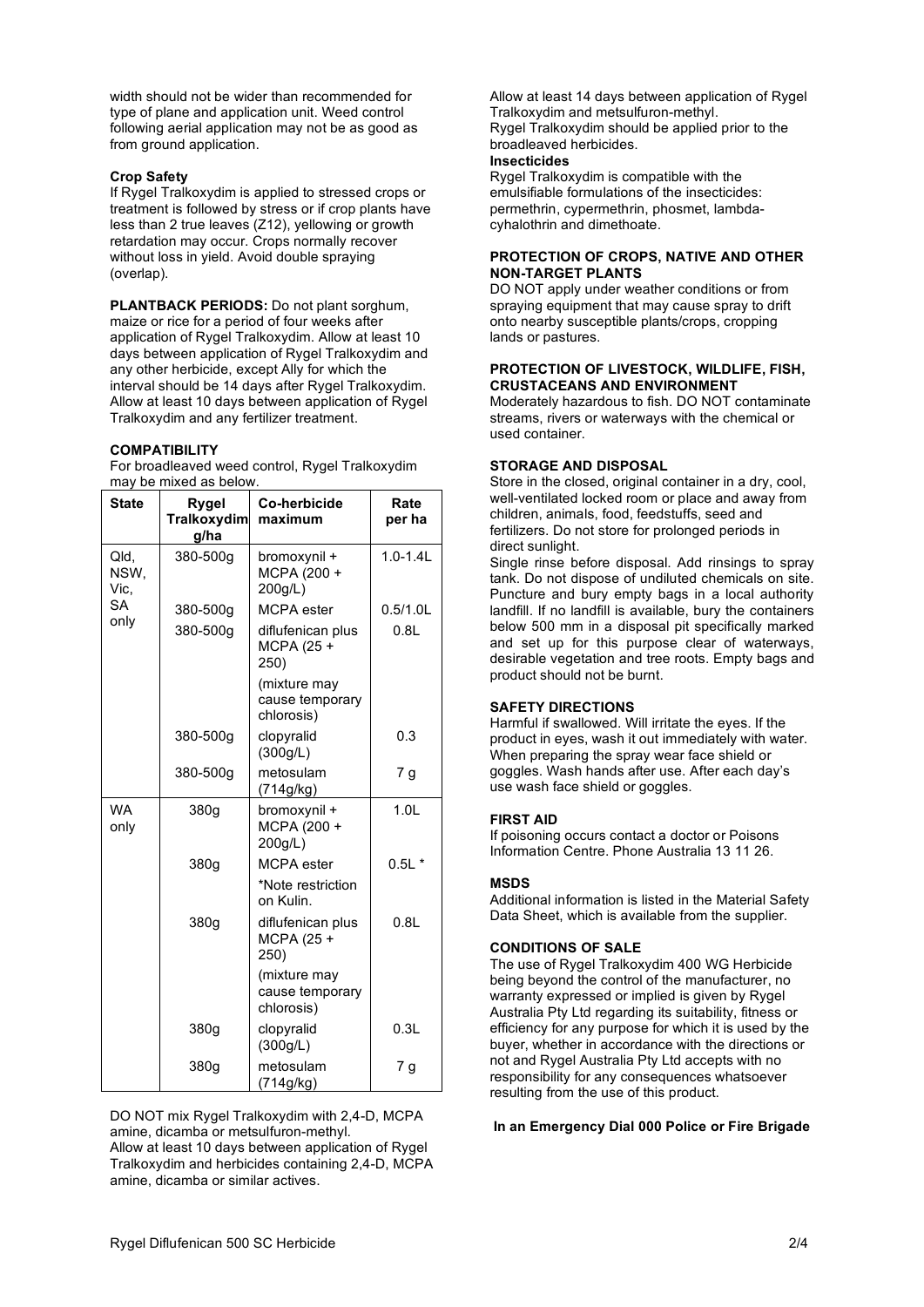width should not be wider than recommended for type of plane and application unit. Weed control following aerial application may not be as good as from ground application.

**Crop Safety**

If Rygel Tralkoxydim is applied to stressed crops or treatment is followed by stress or if crop plants have less than 2 true leaves (Z12), yellowing or growth retardation may occur. Crops normally recover without loss in yield. Avoid double spraying (overlap).

**PLANTBACK PERIODS:** Do not plant sorghum, maize or rice for a period of four weeks after application of Rygel Tralkoxydim. Allow at least 10 days between application of Rygel Tralkoxydim and any other herbicide, except Ally for which the interval should be 14 days after Rygel Tralkoxydim. Allow at least 10 days between application of Rygel Tralkoxydim and any fertilizer treatment.

**COMPATIBILITY**

For broadleaved weed control, Rygel Tralkoxydim may be mixed as below.

| State | Rygel Tralkoxydim g/ha | Co-herbicide maximum | Rate per ha |
|---|---|---|---|
| Qld, NSW, Vic, SA only | 380-500g | bromoxynil + MCPA (200 + 200g/L) | 1.0-1.4L |
| | 380-500g | MCPA ester | 0.5/1.0L |
| | 380-500g | diflufenican plus MCPA (25 + 250) (mixture may cause temporary chlorosis) | 0.8L |
| | 380-500g | clopyralid (300g/L) | 0.3 |
| | 380-500g | metosulam (714g/kg) | 7 g |
| WA only | 380g | bromoxynil + MCPA (200 + 200g/L) | 1.0L |
| | 380g | MCPA ester *Note restriction on Kulin. | 0.5L * |
| | 380g | diflufenican plus MCPA (25 + 250) (mixture may cause temporary chlorosis) | 0.8L |
| | 380g | clopyralid (300g/L) | 0.3L |
| | 380g | metosulam (714g/kg) | 7 g |

DO NOT mix Rygel Tralkoxydim with 2,4-D, MCPA amine, dicamba or metsulfuron-methyl.
Allow at least 10 days between application of Rygel Tralkoxydim and herbicides containing 2,4-D, MCPA amine, dicamba or similar actives.

Allow at least 14 days between application of Rygel Tralkoxydim and metsulfuron-methyl.
Rygel Tralkoxydim should be applied prior to the broadleaved herbicides.

**Insecticides**

Rygel Tralkoxydim is compatible with the emulsifiable formulations of the insecticides: permethrin, cypermethrin, phosmet, lambda-cyhalothrin and dimethoate.

**PROTECTION OF CROPS, NATIVE AND OTHER NON-TARGET PLANTS**

DO NOT apply under weather conditions or from spraying equipment that may cause spray to drift onto nearby susceptible plants/crops, cropping lands or pastures.

**PROTECTION OF LIVESTOCK, WILDLIFE, FISH, CRUSTACEANS AND ENVIRONMENT**

Moderately hazardous to fish. DO NOT contaminate streams, rivers or waterways with the chemical or used container.

**STORAGE AND DISPOSAL**

Store in the closed, original container in a dry, cool, well-ventilated locked room or place and away from children, animals, food, feedstuffs, seed and fertilizers. Do not store for prolonged periods in direct sunlight.
Single rinse before disposal. Add rinsings to spray tank. Do not dispose of undiluted chemicals on site. Puncture and bury empty bags in a local authority landfill. If no landfill is available, bury the containers below 500 mm in a disposal pit specifically marked and set up for this purpose clear of waterways, desirable vegetation and tree roots. Empty bags and product should not be burnt.

**SAFETY DIRECTIONS**

Harmful if swallowed. Will irritate the eyes. If the product in eyes, wash it out immediately with water. When preparing the spray wear face shield or goggles. Wash hands after use. After each day's use wash face shield or goggles.

**FIRST AID**

If poisoning occurs contact a doctor or Poisons Information Centre. Phone Australia 13 11 26.

**MSDS**

Additional information is listed in the Material Safety Data Sheet, which is available from the supplier.

**CONDITIONS OF SALE**

The use of Rygel Tralkoxydim 400 WG Herbicide being beyond the control of the manufacturer, no warranty expressed or implied is given by Rygel Australia Pty Ltd regarding its suitability, fitness or efficiency for any purpose for which it is used by the buyer, whether in accordance with the directions or not and Rygel Australia Pty Ltd accepts with no responsibility for any consequences whatsoever resulting from the use of this product.

**In an Emergency Dial 000 Police or Fire Brigade**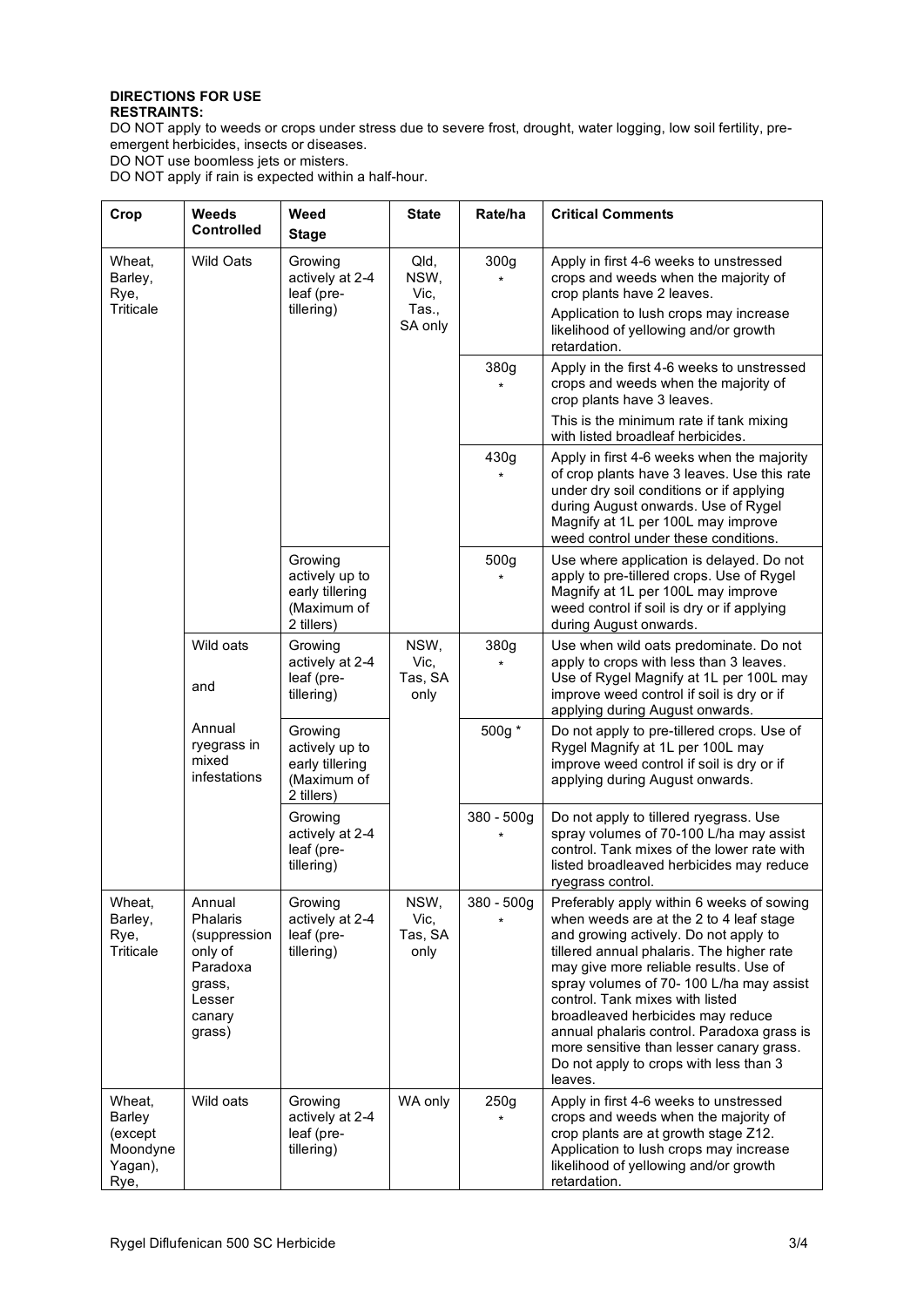**DIRECTIONS FOR USE**
**RESTRAINTS:**

DO NOT apply to weeds or crops under stress due to severe frost, drought, water logging, low soil fertility, pre-emergent herbicides, insects or diseases.

DO NOT use boomless jets or misters.

DO NOT apply if rain is expected within a half-hour.

| Crop | Weeds Controlled | Weed Stage | State | Rate/ha | Critical Comments |
|---|---|---|---|---|---|
| Wheat, Barley, Rye, Triticale | Wild Oats | Growing actively at 2-4 leaf (pre-tillering) | Qld, NSW, Vic, Tas., SA only | 300g * | Apply in first 4-6 weeks to unstressed crops and weeds when the majority of crop plants have 2 leaves. Application to lush crops may increase likelihood of yellowing and/or growth retardation. |
| | | | | 380g * | Apply in the first 4-6 weeks to unstressed crops and weeds when the majority of crop plants have 3 leaves. This is the minimum rate if tank mixing with listed broadleaf herbicides. |
| | | | | 430g * | Apply in first 4-6 weeks when the majority of crop plants have 3 leaves. Use this rate under dry soil conditions or if applying during August onwards. Use of Rygel Magnify at 1L per 100L may improve weed control under these conditions. |
| | | Growing actively up to early tillering (Maximum of 2 tillers) | | 500g * | Use where application is delayed. Do not apply to pre-tillered crops. Use of Rygel Magnify at 1L per 100L may improve weed control if soil is dry or if applying during August onwards. |
| | Wild oats and Annual ryegrass in mixed infestations | Growing actively at 2-4 leaf (pre-tillering) | NSW, Vic, Tas, SA only | 380g * | Use when wild oats predominate. Do not apply to crops with less than 3 leaves. Use of Rygel Magnify at 1L per 100L may improve weed control if soil is dry or if applying during August onwards. |
| | | Growing actively up to early tillering (Maximum of 2 tillers) | | 500g * | Do not apply to pre-tillered crops. Use of Rygel Magnify at 1L per 100L may improve weed control if soil is dry or if applying during August onwards. |
| | | Growing actively at 2-4 leaf (pre-tillering) | | 380 - 500g * | Do not apply to tillered ryegrass. Use spray volumes of 70-100 L/ha may assist control. Tank mixes of the lower rate with listed broadleaved herbicides may reduce ryegrass control. |
| Wheat, Barley, Rye, Triticale | Annual Phalaris (suppression only of Paradoxa grass, Lesser canary grass) | Growing actively at 2-4 leaf (pre-tillering) | NSW, Vic, Tas, SA only | 380 - 500g * | Preferably apply within 6 weeks of sowing when weeds are at the 2 to 4 leaf stage and growing actively. Do not apply to tillered annual phalaris. The higher rate may give more reliable results. Use of spray volumes of 70- 100 L/ha may assist control. Tank mixes with listed broadleaved herbicides may reduce annual phalaris control. Paradoxa grass is more sensitive than lesser canary grass. Do not apply to crops with less than 3 leaves. |
| Wheat, Barley (except Moondyne Yagan), Rye, | Wild oats | Growing actively at 2-4 leaf (pre-tillering) | WA only | 250g * | Apply in first 4-6 weeks to unstressed crops and weeds when the majority of crop plants are at growth stage Z12. Application to lush crops may increase likelihood of yellowing and/or growth retardation. |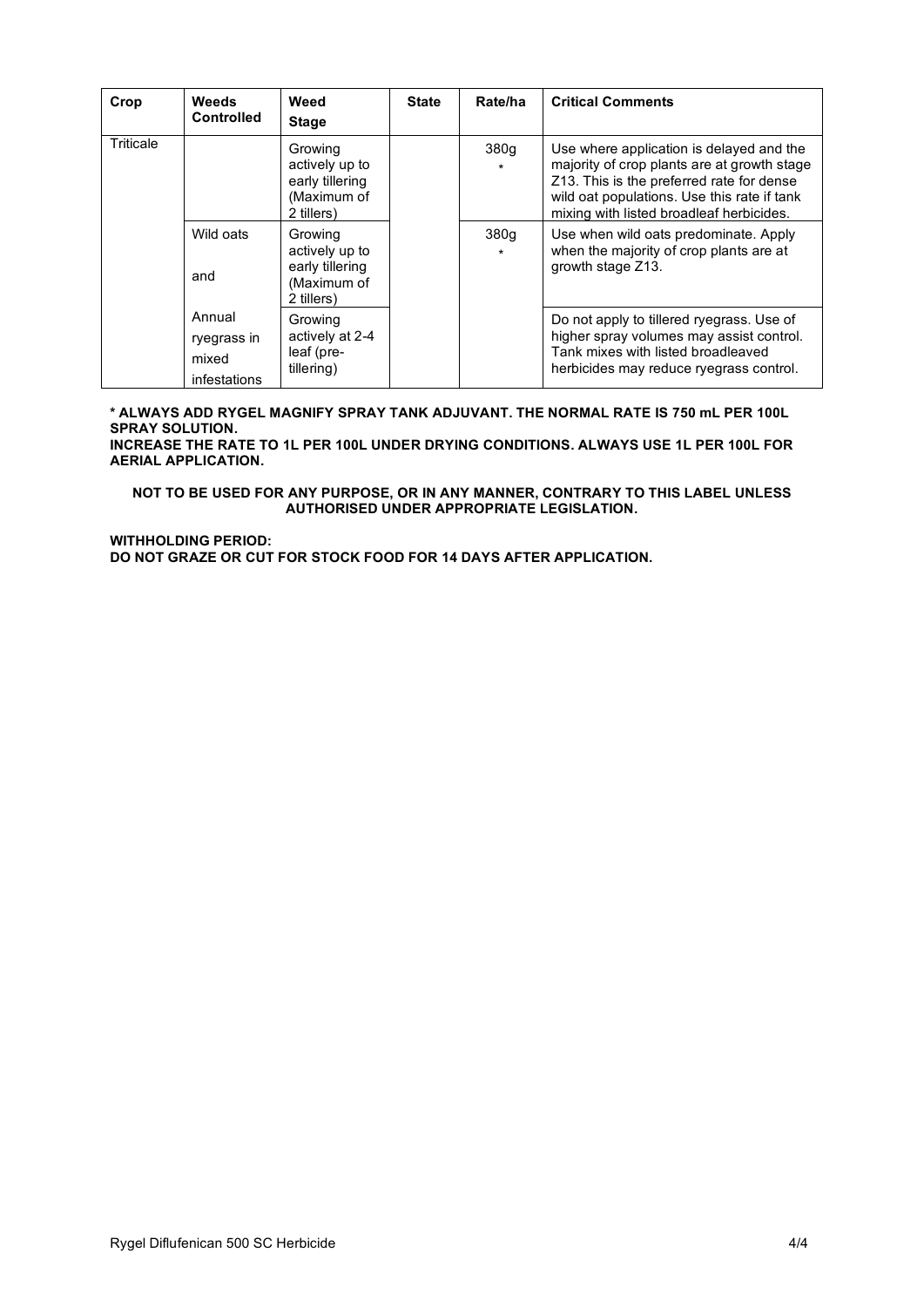| Crop | Weeds Controlled | Weed Stage | State | Rate/ha | Critical Comments |
|---|---|---|---|---|---|
| Triticale | | Growing actively up to early tillering (Maximum of 2 tillers) | | 380g * | Use where application is delayed and the majority of crop plants are at growth stage Z13. This is the preferred rate for dense wild oat populations. Use this rate if tank mixing with listed broadleaf herbicides. |
| | Wild oats and | Growing actively up to early tillering (Maximum of 2 tillers) | | 380g * | Use when wild oats predominate. Apply when the majority of crop plants are at growth stage Z13. |
| | Annual ryegrass in mixed infestations | Growing actively at 2-4 leaf (pre-tillering) | | | Do not apply to tillered ryegrass. Use of higher spray volumes may assist control. Tank mixes with listed broadleaved herbicides may reduce ryegrass control. |

**\* ALWAYS ADD RYGEL MAGNIFY SPRAY TANK ADJUVANT. THE NORMAL RATE IS 750 mL PER 100L SPRAY SOLUTION.**
**INCREASE THE RATE TO 1L PER 100L UNDER DRYING CONDITIONS. ALWAYS USE 1L PER 100L FOR AERIAL APPLICATION.**

**NOT TO BE USED FOR ANY PURPOSE, OR IN ANY MANNER, CONTRARY TO THIS LABEL UNLESS AUTHORISED UNDER APPROPRIATE LEGISLATION.**

**WITHHOLDING PERIOD:**
**DO NOT GRAZE OR CUT FOR STOCK FOOD FOR 14 DAYS AFTER APPLICATION.**